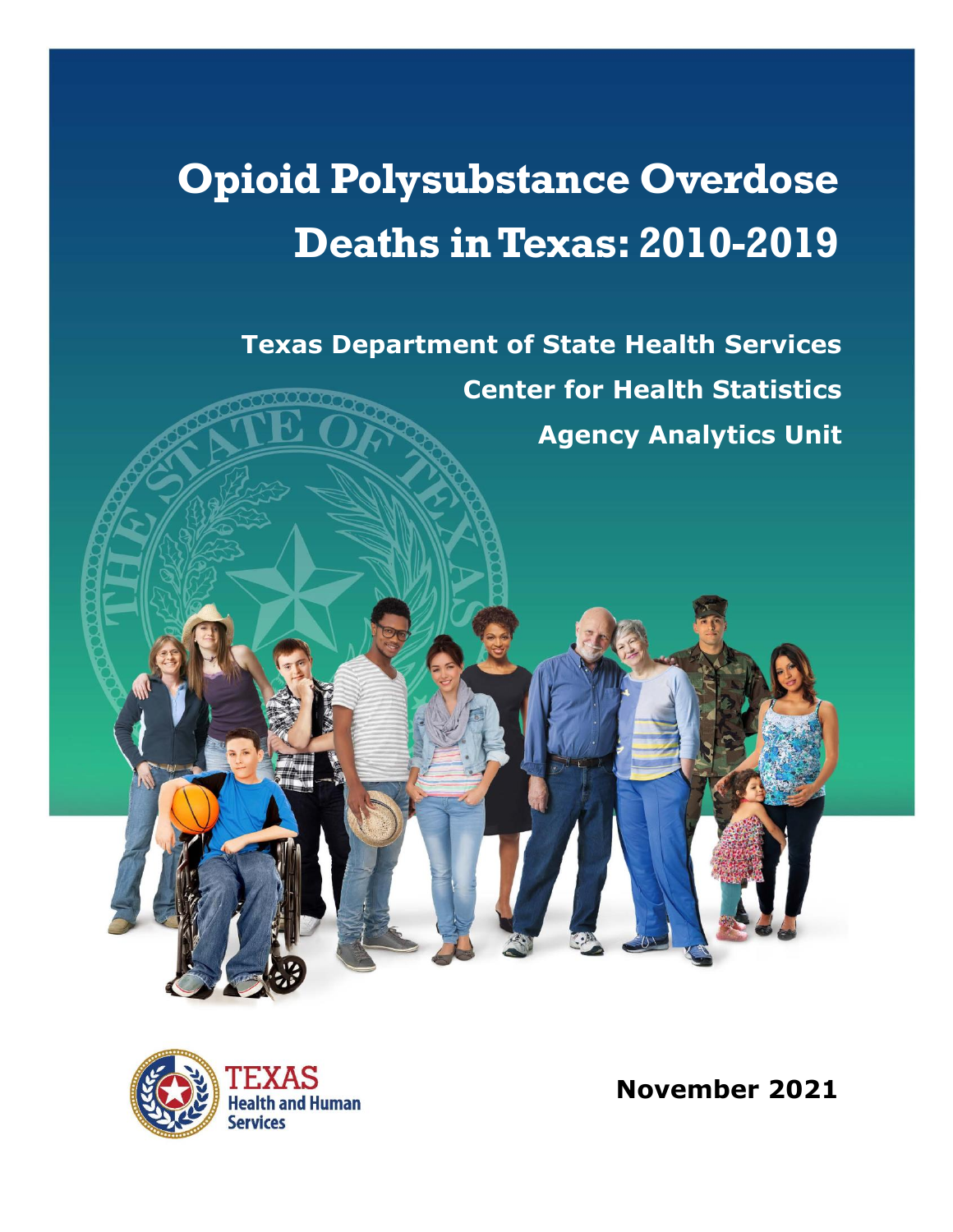# Opioid Polysubstance Overdose Deaths in Texas: 2010-2019

**Texas Department of State Health Services**

**Center for Health Statistics**

**Agency Analytics Unit**

TEXAS Health and Human Services

**November 2021**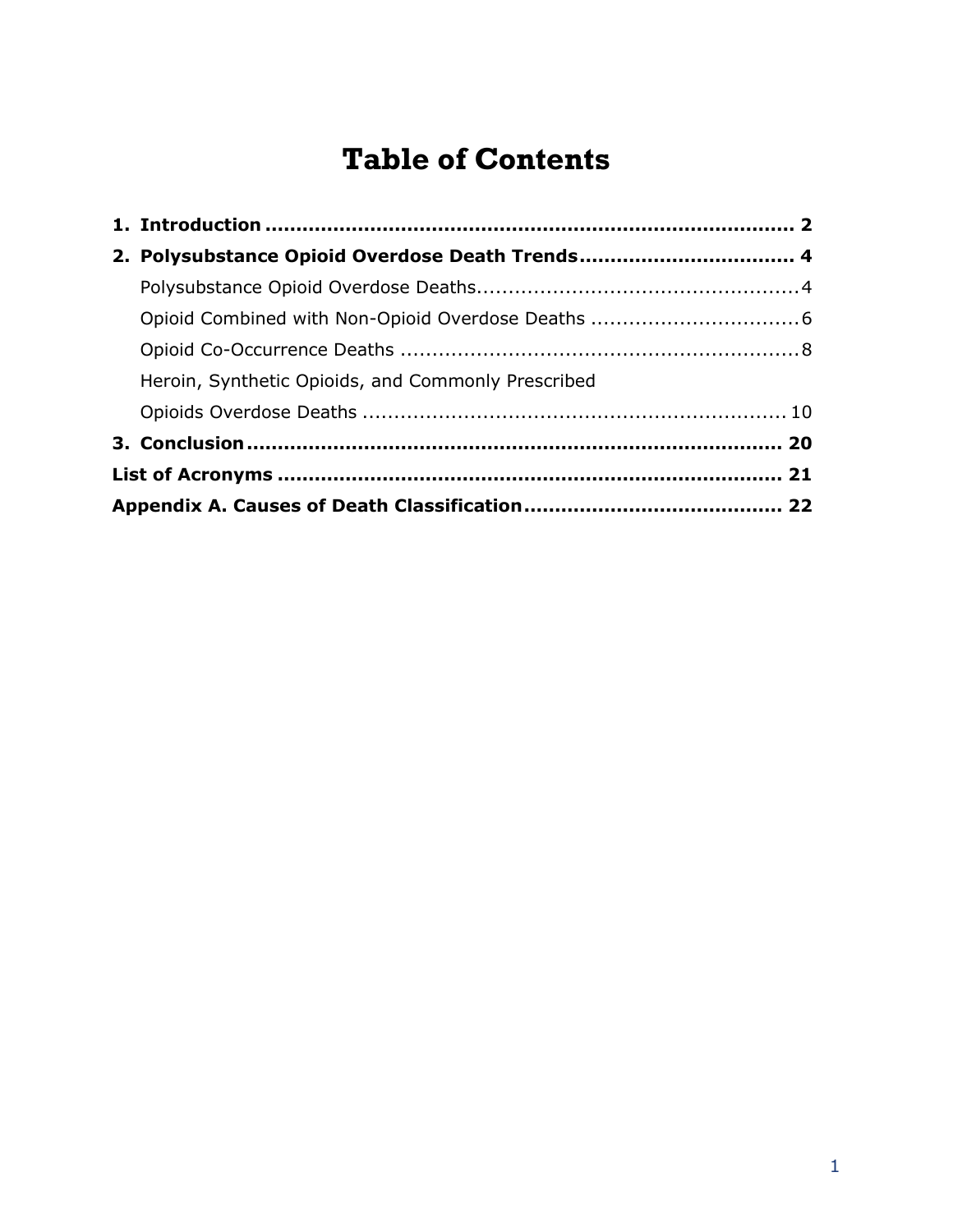# Table of Contents

**1. Introduction** .................................................................................... **2**

**2. Polysubstance Opioid Overdose Death Trends** .................................. **4**

- Polysubstance Opioid Overdose Deaths................................................... 4
- Opioid Combined with Non-Opioid Overdose Deaths ................................ 6
- Opioid Co-Occurrence Deaths ............................................................... 8
- Heroin, Synthetic Opioids, and Commonly Prescribed Opioids Overdose Deaths ................................................................... 10

**3. Conclusion** .................................................................................... **20**

**List of Acronyms** ................................................................................ **21**

**Appendix A. Causes of Death Classification** ........................................ **22**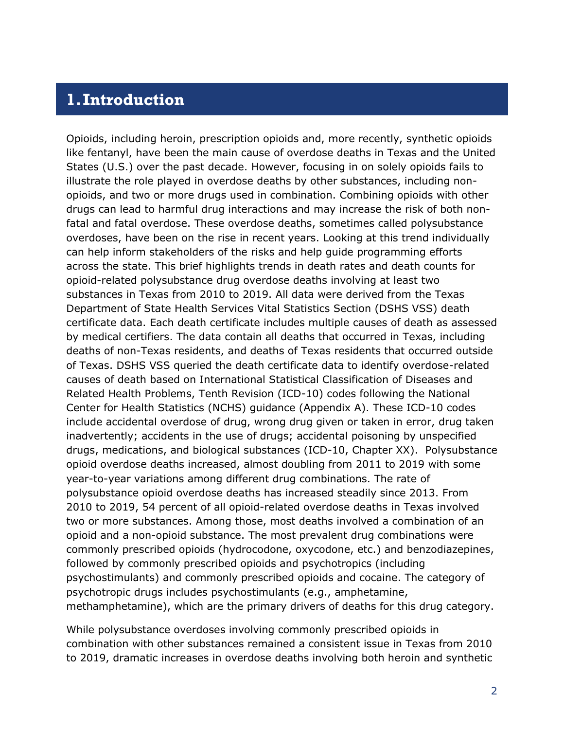# 1. Introduction

Opioids, including heroin, prescription opioids and, more recently, synthetic opioids like fentanyl, have been the main cause of overdose deaths in Texas and the United States (U.S.) over the past decade. However, focusing in on solely opioids fails to illustrate the role played in overdose deaths by other substances, including non-opioids, and two or more drugs used in combination. Combining opioids with other drugs can lead to harmful drug interactions and may increase the risk of both non-fatal and fatal overdose. These overdose deaths, sometimes called polysubstance overdoses, have been on the rise in recent years. Looking at this trend individually can help inform stakeholders of the risks and help guide programming efforts across the state. This brief highlights trends in death rates and death counts for opioid-related polysubstance drug overdose deaths involving at least two substances in Texas from 2010 to 2019. All data were derived from the Texas Department of State Health Services Vital Statistics Section (DSHS VSS) death certificate data. Each death certificate includes multiple causes of death as assessed by medical certifiers. The data contain all deaths that occurred in Texas, including deaths of non-Texas residents, and deaths of Texas residents that occurred outside of Texas. DSHS VSS queried the death certificate data to identify overdose-related causes of death based on International Statistical Classification of Diseases and Related Health Problems, Tenth Revision (ICD-10) codes following the National Center for Health Statistics (NCHS) guidance (Appendix A). These ICD-10 codes include accidental overdose of drug, wrong drug given or taken in error, drug taken inadvertently; accidents in the use of drugs; accidental poisoning by unspecified drugs, medications, and biological substances (ICD-10, Chapter XX). Polysubstance opioid overdose deaths increased, almost doubling from 2011 to 2019 with some year-to-year variations among different drug combinations. The rate of polysubstance opioid overdose deaths has increased steadily since 2013. From 2010 to 2019, 54 percent of all opioid-related overdose deaths in Texas involved two or more substances. Among those, most deaths involved a combination of an opioid and a non-opioid substance. The most prevalent drug combinations were commonly prescribed opioids (hydrocodone, oxycodone, etc.) and benzodiazepines, followed by commonly prescribed opioids and psychotropics (including psychostimulants) and commonly prescribed opioids and cocaine. The category of psychotropic drugs includes psychostimulants (e.g., amphetamine, methamphetamine), which are the primary drivers of deaths for this drug category.

While polysubstance overdoses involving commonly prescribed opioids in combination with other substances remained a consistent issue in Texas from 2010 to 2019, dramatic increases in overdose deaths involving both heroin and synthetic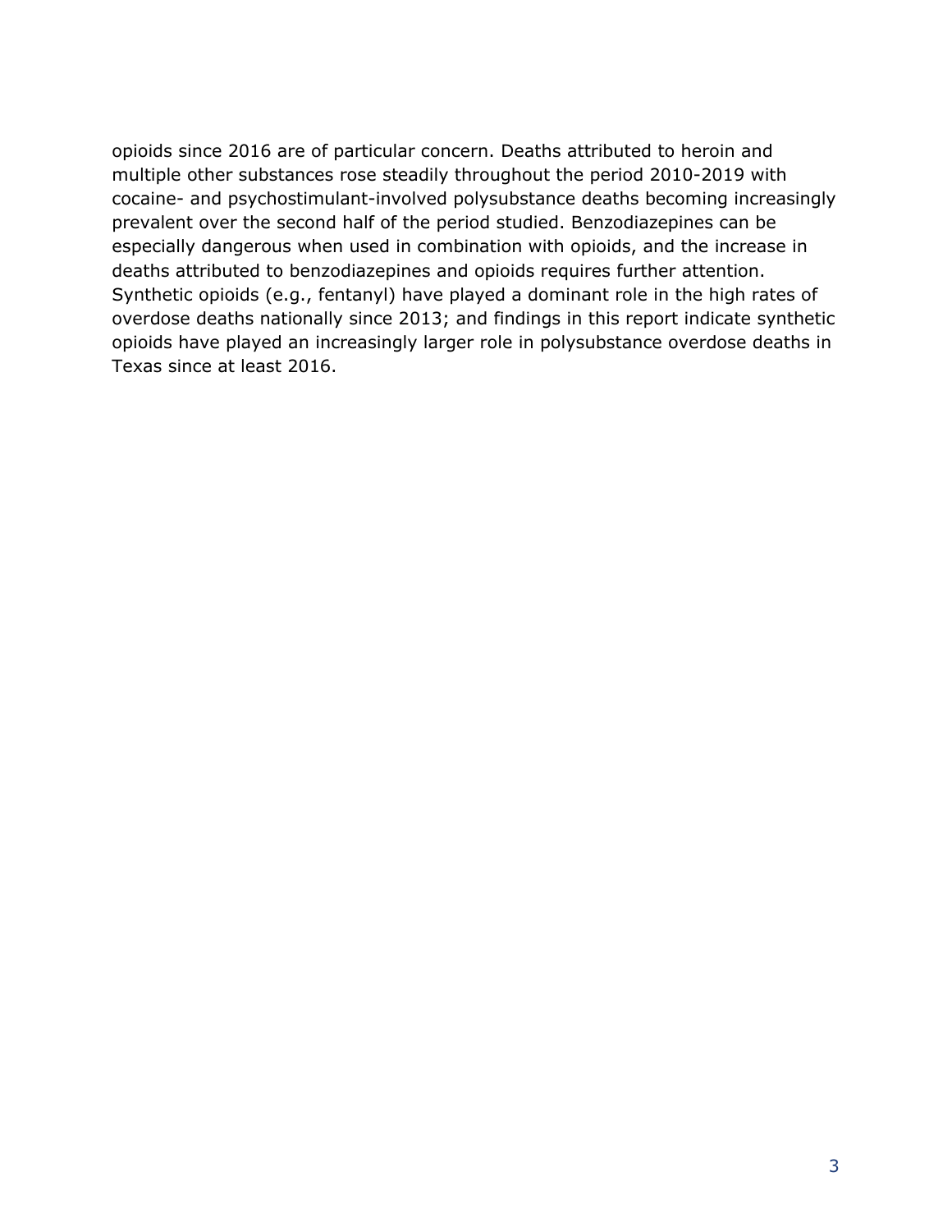opioids since 2016 are of particular concern. Deaths attributed to heroin and multiple other substances rose steadily throughout the period 2010-2019 with cocaine- and psychostimulant-involved polysubstance deaths becoming increasingly prevalent over the second half of the period studied. Benzodiazepines can be especially dangerous when used in combination with opioids, and the increase in deaths attributed to benzodiazepines and opioids requires further attention. Synthetic opioids (e.g., fentanyl) have played a dominant role in the high rates of overdose deaths nationally since 2013; and findings in this report indicate synthetic opioids have played an increasingly larger role in polysubstance overdose deaths in Texas since at least 2016.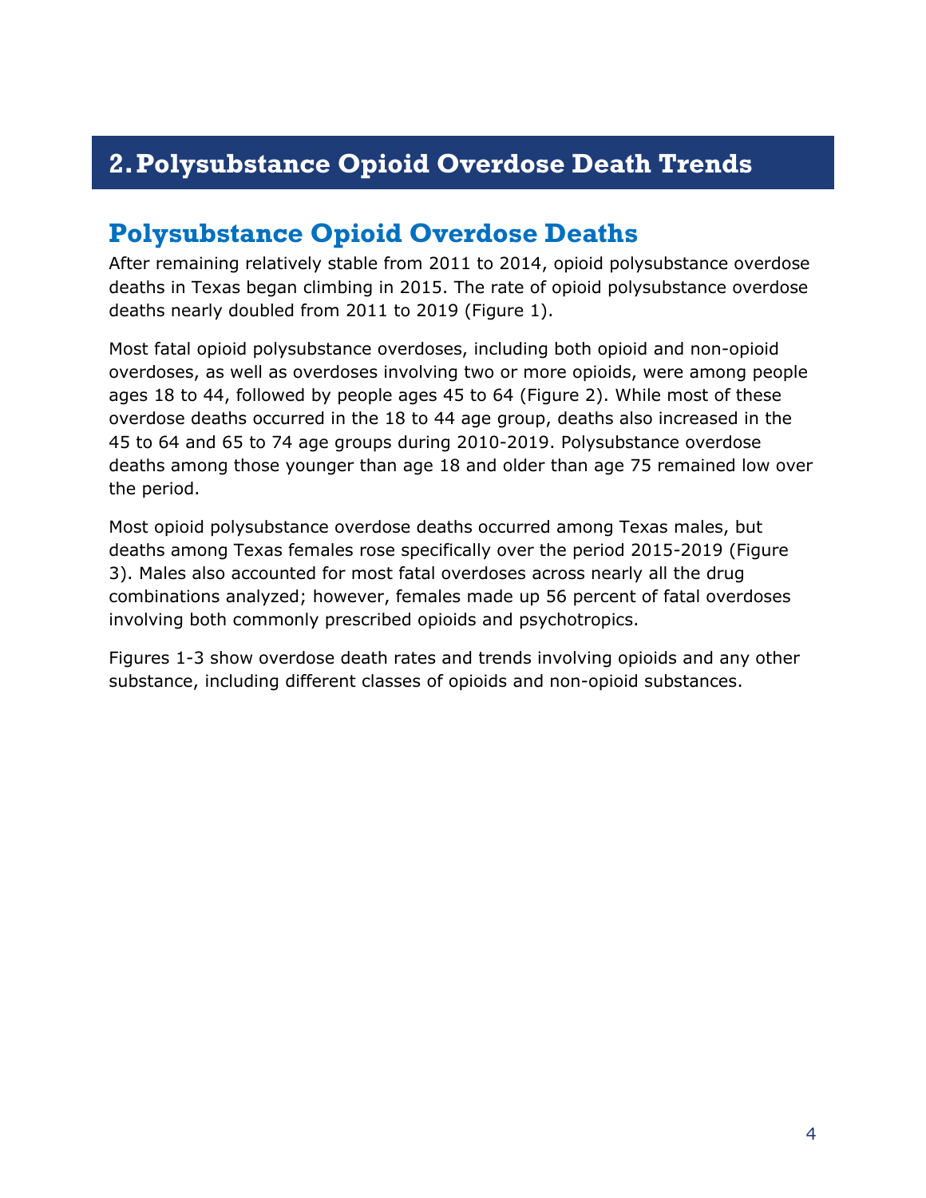# 2. Polysubstance Opioid Overdose Death Trends

## Polysubstance Opioid Overdose Deaths

After remaining relatively stable from 2011 to 2014, opioid polysubstance overdose deaths in Texas began climbing in 2015. The rate of opioid polysubstance overdose deaths nearly doubled from 2011 to 2019 (Figure 1).

Most fatal opioid polysubstance overdoses, including both opioid and non-opioid overdoses, as well as overdoses involving two or more opioids, were among people ages 18 to 44, followed by people ages 45 to 64 (Figure 2). While most of these overdose deaths occurred in the 18 to 44 age group, deaths also increased in the 45 to 64 and 65 to 74 age groups during 2010-2019. Polysubstance overdose deaths among those younger than age 18 and older than age 75 remained low over the period.

Most opioid polysubstance overdose deaths occurred among Texas males, but deaths among Texas females rose specifically over the period 2015-2019 (Figure 3). Males also accounted for most fatal overdoses across nearly all the drug combinations analyzed; however, females made up 56 percent of fatal overdoses involving both commonly prescribed opioids and psychotropics.

Figures 1-3 show overdose death rates and trends involving opioids and any other substance, including different classes of opioids and non-opioid substances.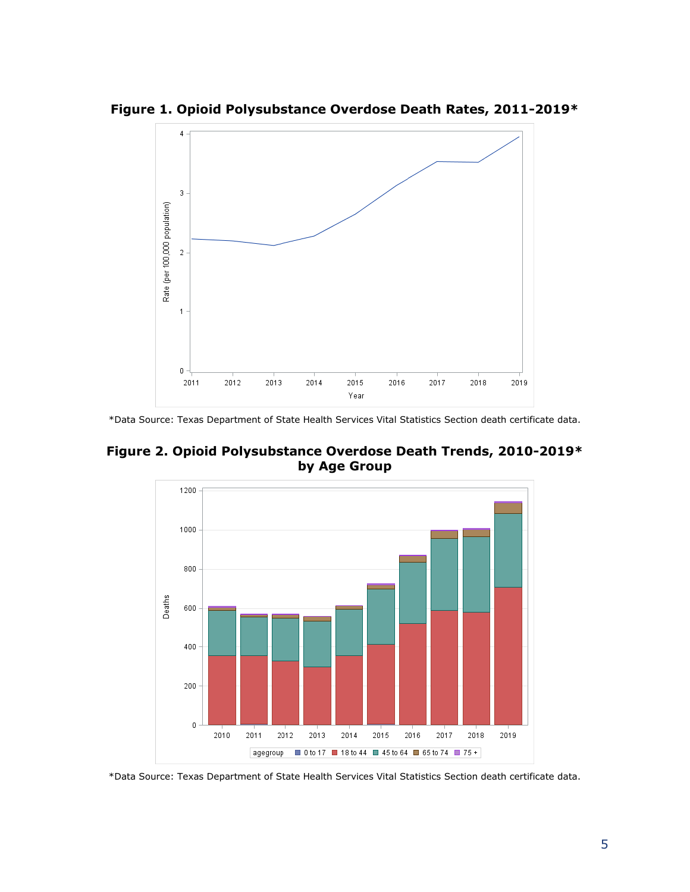**Figure 1. Opioid Polysubstance Overdose Death Rates, 2011-2019***

*Data Source: Texas Department of State Health Services Vital Statistics Section death certificate data.

**Figure 2. Opioid Polysubstance Overdose Death Trends, 2010-2019* by Age Group**

*Data Source: Texas Department of State Health Services Vital Statistics Section death certificate data.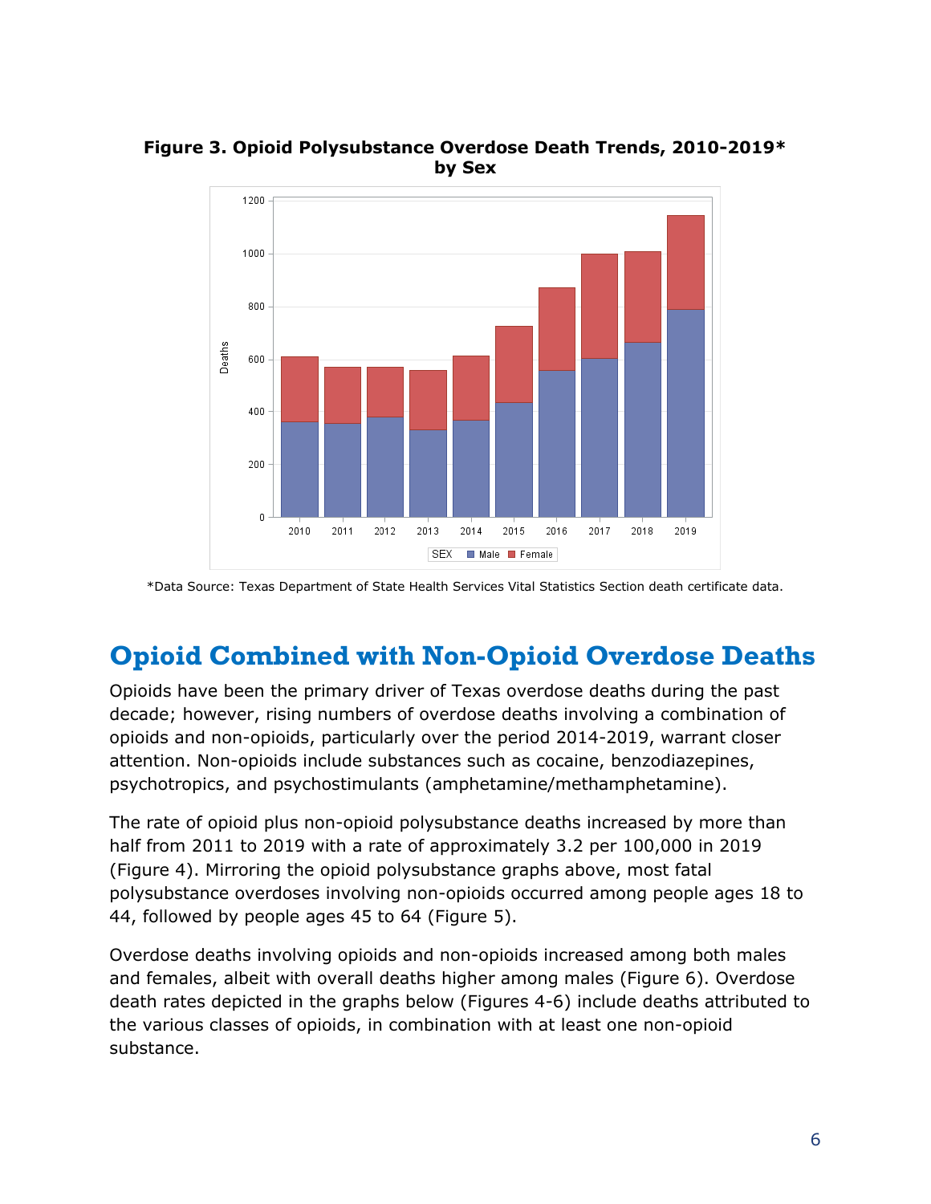**Figure 3. Opioid Polysubstance Overdose Death Trends, 2010-2019* by Sex**

*Data Source: Texas Department of State Health Services Vital Statistics Section death certificate data.

## Opioid Combined with Non-Opioid Overdose Deaths

Opioids have been the primary driver of Texas overdose deaths during the past decade; however, rising numbers of overdose deaths involving a combination of opioids and non-opioids, particularly over the period 2014-2019, warrant closer attention. Non-opioids include substances such as cocaine, benzodiazepines, psychotropics, and psychostimulants (amphetamine/methamphetamine).

The rate of opioid plus non-opioid polysubstance deaths increased by more than half from 2011 to 2019 with a rate of approximately 3.2 per 100,000 in 2019 (Figure 4). Mirroring the opioid polysubstance graphs above, most fatal polysubstance overdoses involving non-opioids occurred among people ages 18 to 44, followed by people ages 45 to 64 (Figure 5).

Overdose deaths involving opioids and non-opioids increased among both males and females, albeit with overall deaths higher among males (Figure 6). Overdose death rates depicted in the graphs below (Figures 4-6) include deaths attributed to the various classes of opioids, in combination with at least one non-opioid substance.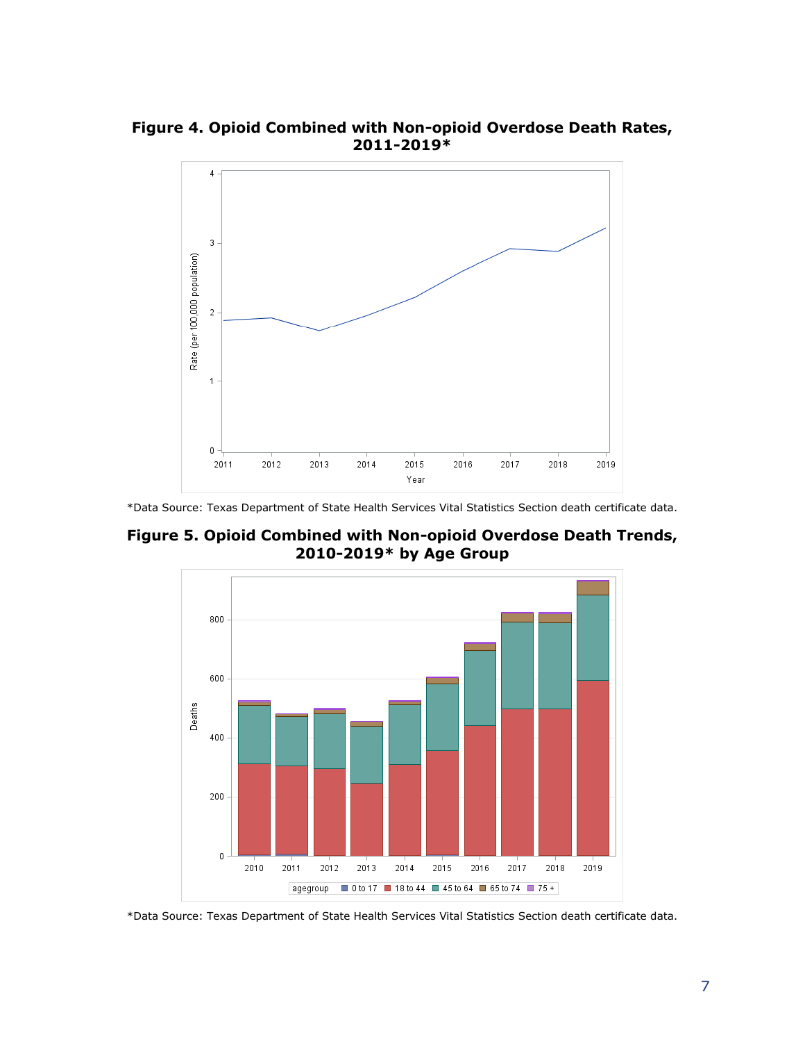**Figure 4. Opioid Combined with Non-opioid Overdose Death Rates, 2011-2019***

*Data Source: Texas Department of State Health Services Vital Statistics Section death certificate data.

**Figure 5. Opioid Combined with Non-opioid Overdose Death Trends, 2010-2019* by Age Group**

*Data Source: Texas Department of State Health Services Vital Statistics Section death certificate data.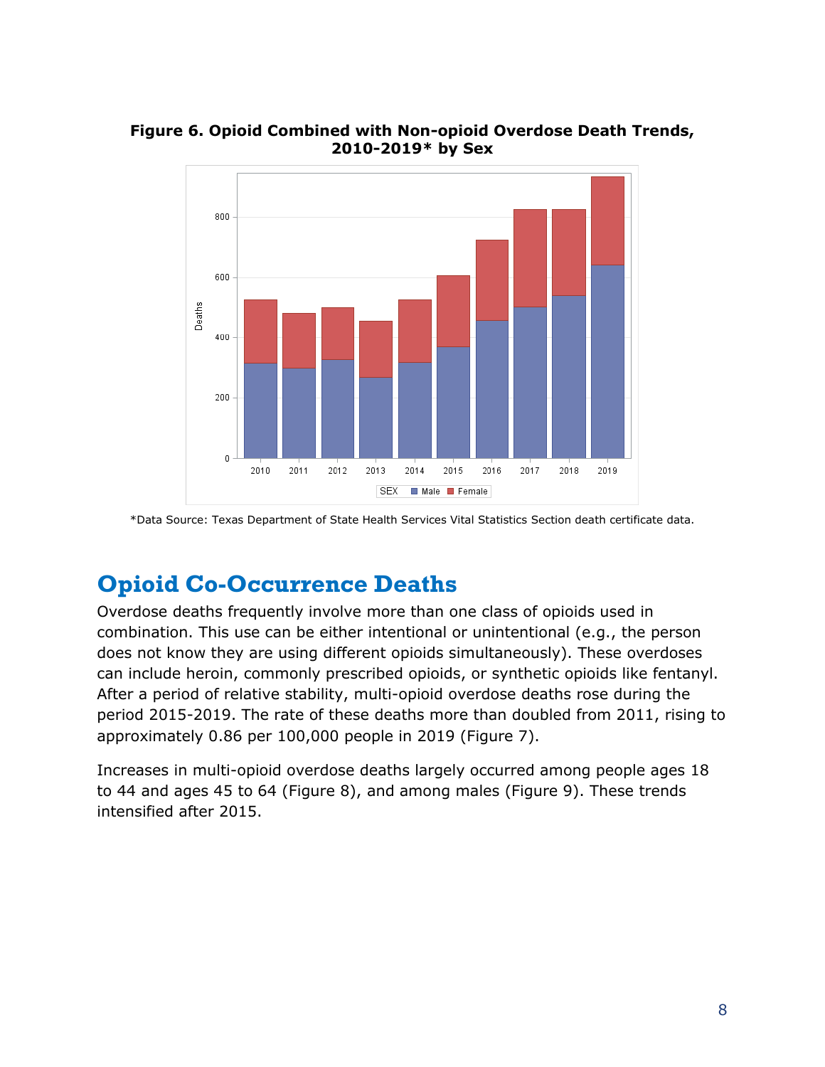**Figure 6. Opioid Combined with Non-opioid Overdose Death Trends, 2010-2019* by Sex**

*Data Source: Texas Department of State Health Services Vital Statistics Section death certificate data.

## Opioid Co-Occurrence Deaths

Overdose deaths frequently involve more than one class of opioids used in combination. This use can be either intentional or unintentional (e.g., the person does not know they are using different opioids simultaneously). These overdoses can include heroin, commonly prescribed opioids, or synthetic opioids like fentanyl. After a period of relative stability, multi-opioid overdose deaths rose during the period 2015-2019. The rate of these deaths more than doubled from 2011, rising to approximately 0.86 per 100,000 people in 2019 (Figure 7).

Increases in multi-opioid overdose deaths largely occurred among people ages 18 to 44 and ages 45 to 64 (Figure 8), and among males (Figure 9). These trends intensified after 2015.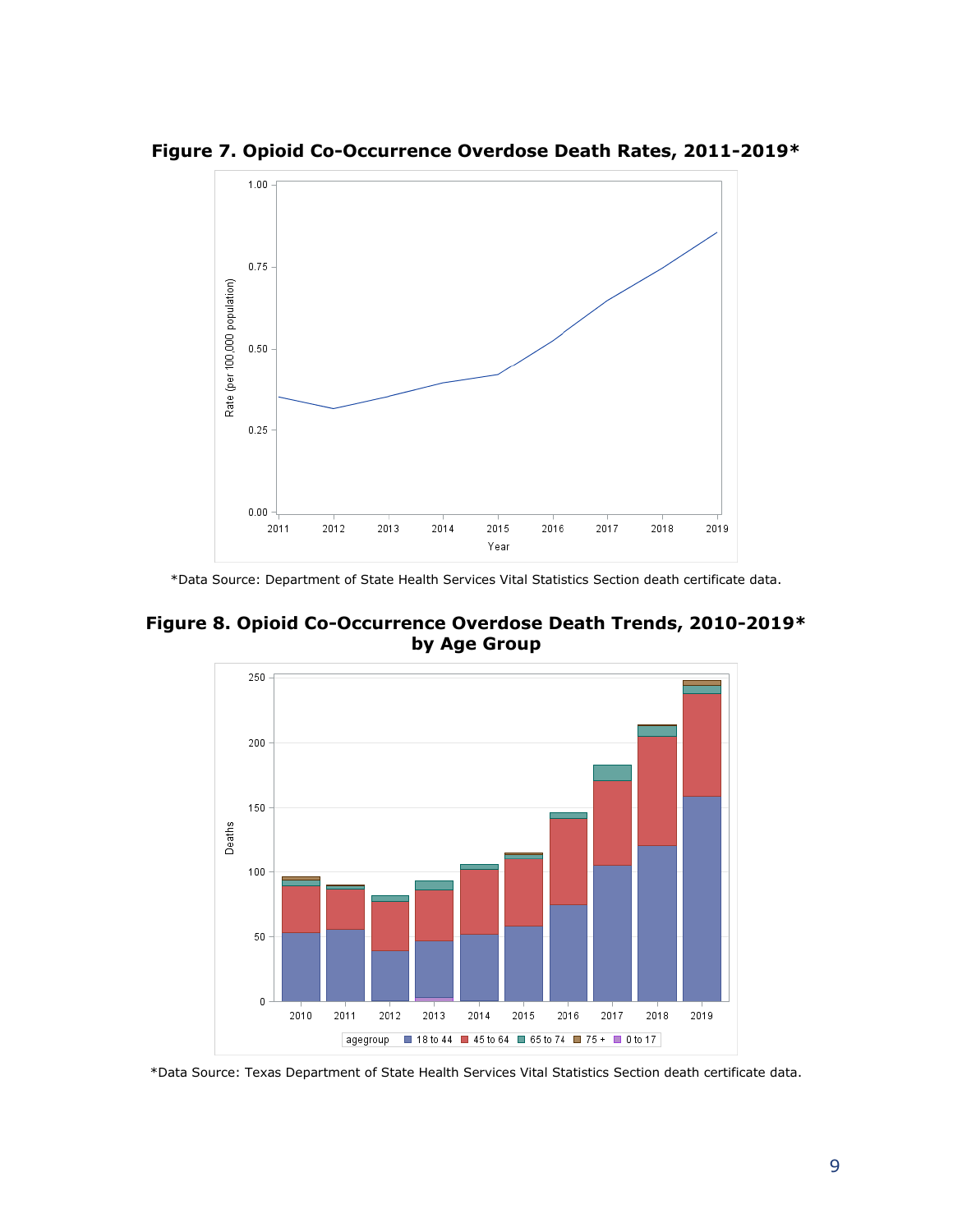**Figure 7. Opioid Co-Occurrence Overdose Death Rates, 2011-2019***

*Data Source: Department of State Health Services Vital Statistics Section death certificate data.

**Figure 8. Opioid Co-Occurrence Overdose Death Trends, 2010-2019* by Age Group**

*Data Source: Texas Department of State Health Services Vital Statistics Section death certificate data.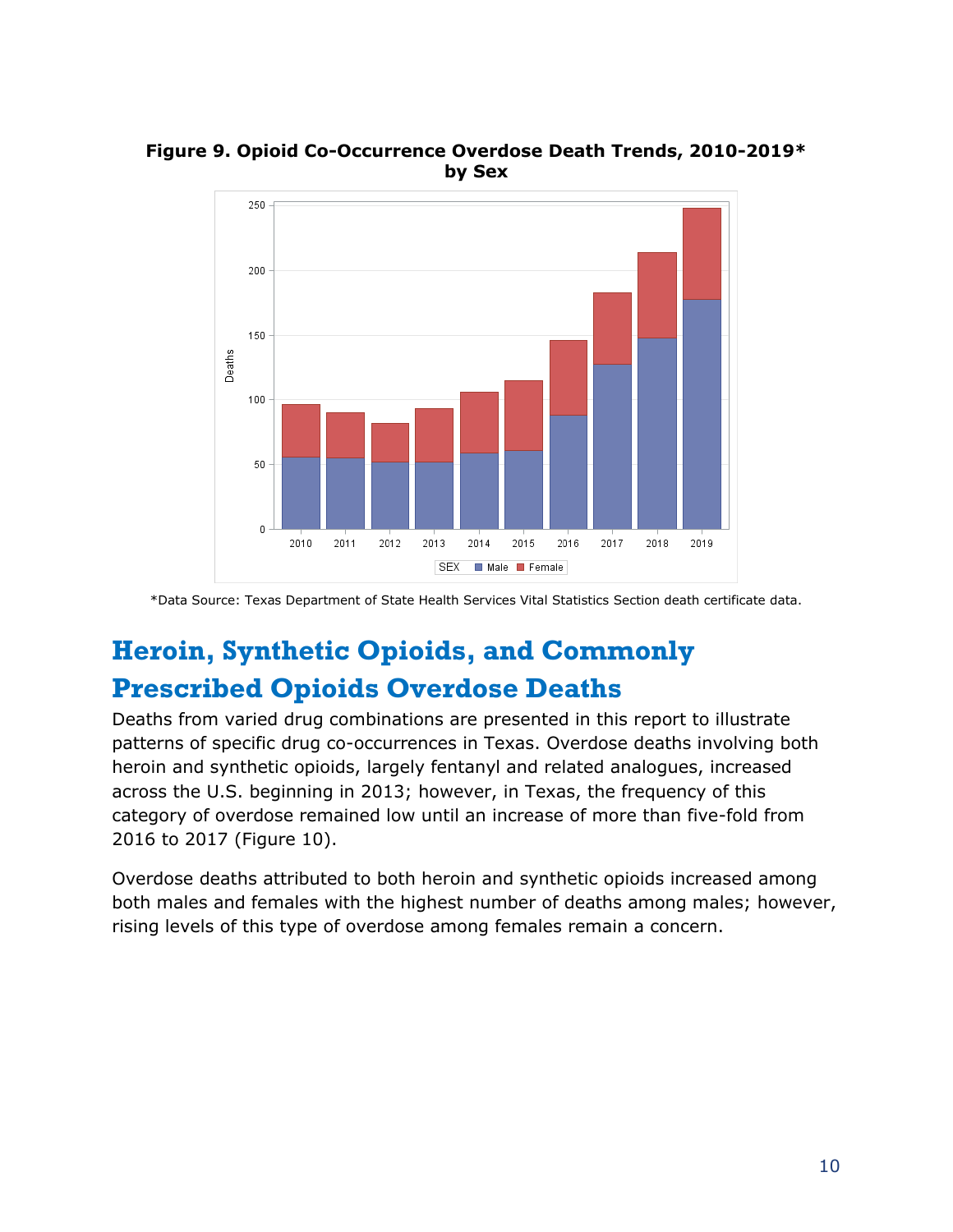**Figure 9. Opioid Co-Occurrence Overdose Death Trends, 2010-2019* by Sex**

*Data Source: Texas Department of State Health Services Vital Statistics Section death certificate data.

## Heroin, Synthetic Opioids, and Commonly Prescribed Opioids Overdose Deaths

Deaths from varied drug combinations are presented in this report to illustrate patterns of specific drug co-occurrences in Texas. Overdose deaths involving both heroin and synthetic opioids, largely fentanyl and related analogues, increased across the U.S. beginning in 2013; however, in Texas, the frequency of this category of overdose remained low until an increase of more than five-fold from 2016 to 2017 (Figure 10).

Overdose deaths attributed to both heroin and synthetic opioids increased among both males and females with the highest number of deaths among males; however, rising levels of this type of overdose among females remain a concern.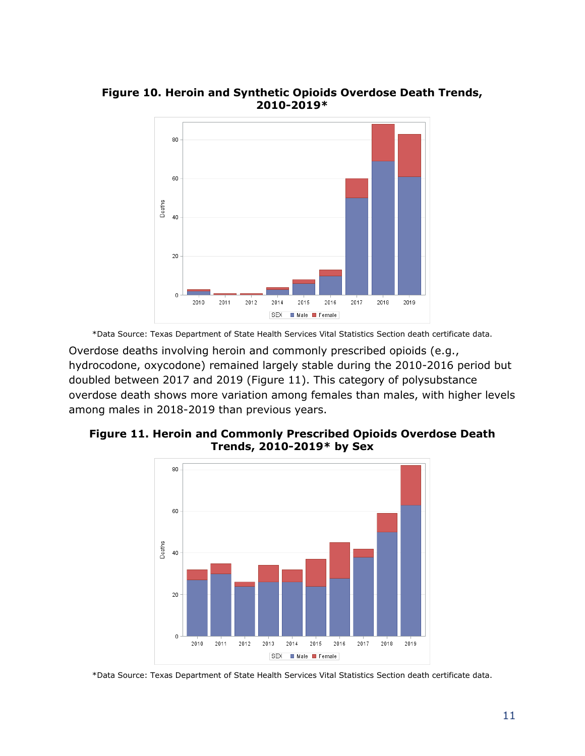**Figure 10. Heroin and Synthetic Opioids Overdose Death Trends, 2010-2019***

*Data Source: Texas Department of State Health Services Vital Statistics Section death certificate data.

Overdose deaths involving heroin and commonly prescribed opioids (e.g., hydrocodone, oxycodone) remained largely stable during the 2010-2016 period but doubled between 2017 and 2019 (Figure 11). This category of polysubstance overdose death shows more variation among females than males, with higher levels among males in 2018-2019 than previous years.

**Figure 11. Heroin and Commonly Prescribed Opioids Overdose Death Trends, 2010-2019* by Sex**

*Data Source: Texas Department of State Health Services Vital Statistics Section death certificate data.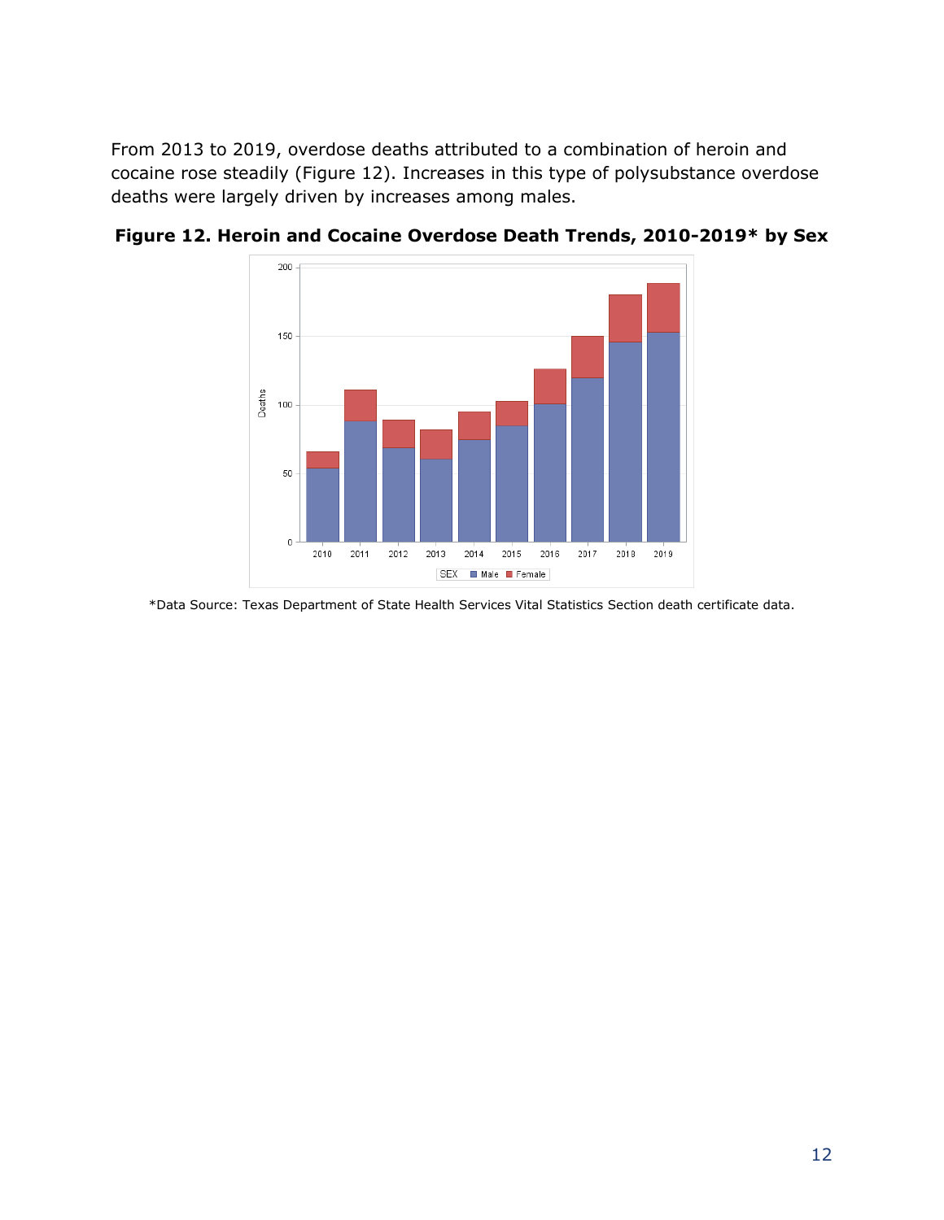From 2013 to 2019, overdose deaths attributed to a combination of heroin and cocaine rose steadily (Figure 12). Increases in this type of polysubstance overdose deaths were largely driven by increases among males.

**Figure 12. Heroin and Cocaine Overdose Death Trends, 2010-2019* by Sex**

*Data Source: Texas Department of State Health Services Vital Statistics Section death certificate data.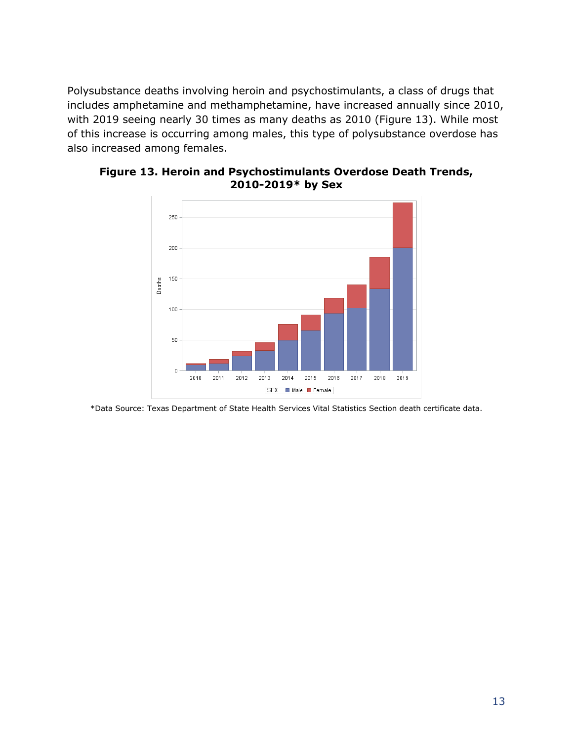Polysubstance deaths involving heroin and psychostimulants, a class of drugs that includes amphetamine and methamphetamine, have increased annually since 2010, with 2019 seeing nearly 30 times as many deaths as 2010 (Figure 13). While most of this increase is occurring among males, this type of polysubstance overdose has also increased among females.

**Figure 13. Heroin and Psychostimulants Overdose Death Trends, 2010-2019* by Sex**

*Data Source: Texas Department of State Health Services Vital Statistics Section death certificate data.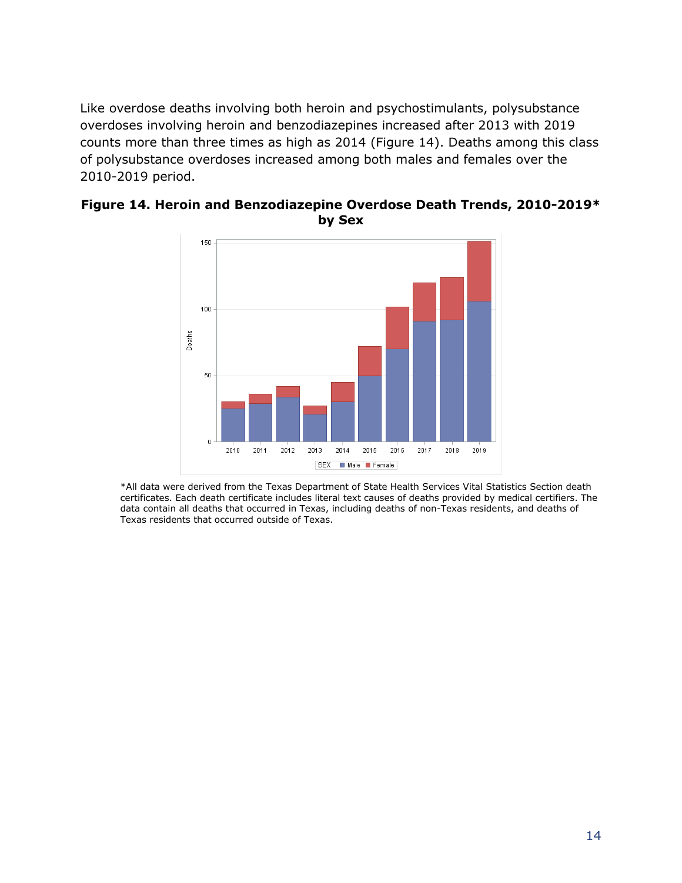Like overdose deaths involving both heroin and psychostimulants, polysubstance overdoses involving heroin and benzodiazepines increased after 2013 with 2019 counts more than three times as high as 2014 (Figure 14). Deaths among this class of polysubstance overdoses increased among both males and females over the 2010-2019 period.

**Figure 14. Heroin and Benzodiazepine Overdose Death Trends, 2010-2019* by Sex**

*All data were derived from the Texas Department of State Health Services Vital Statistics Section death certificates. Each death certificate includes literal text causes of deaths provided by medical certifiers. The data contain all deaths that occurred in Texas, including deaths of non-Texas residents, and deaths of Texas residents that occurred outside of Texas.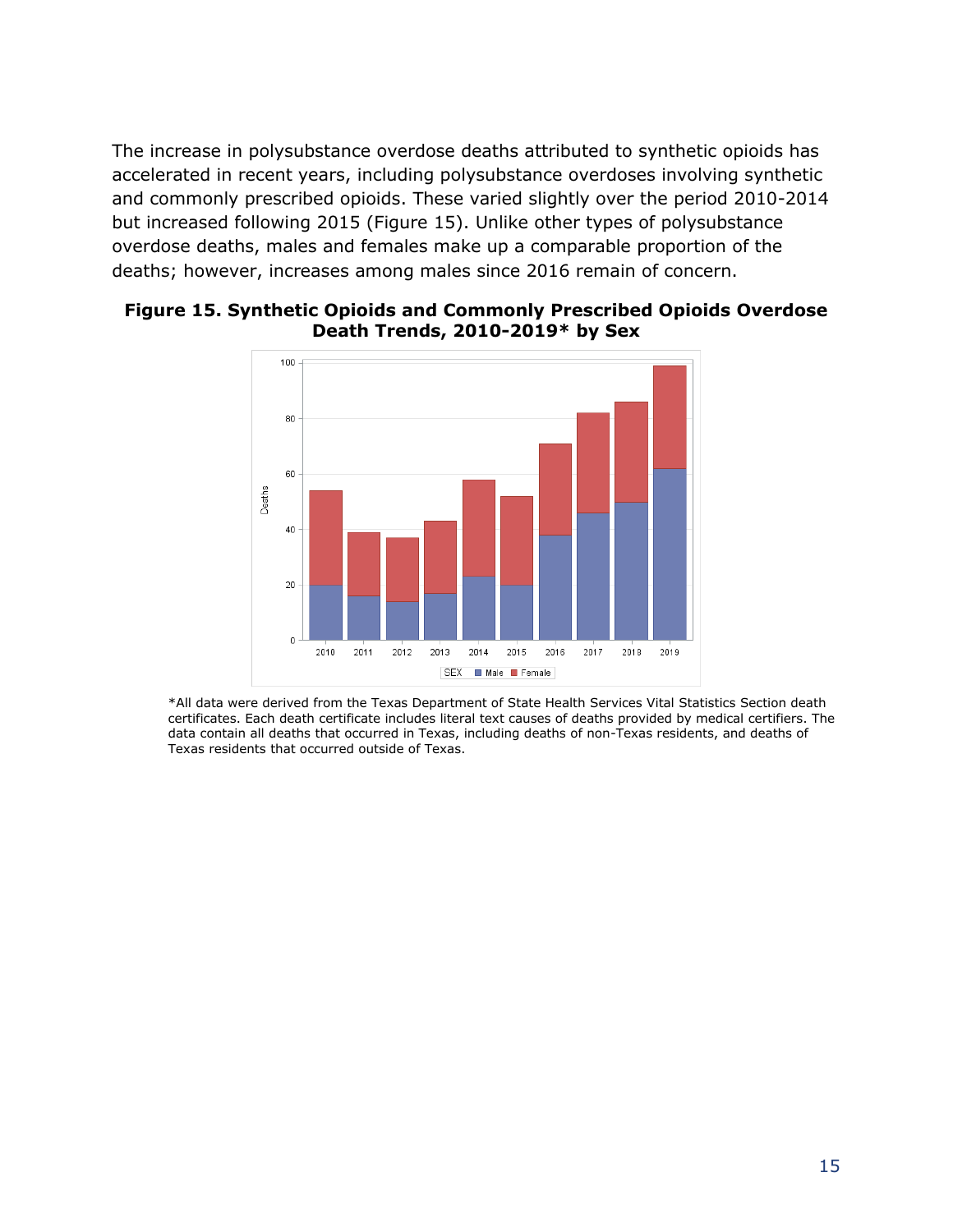The increase in polysubstance overdose deaths attributed to synthetic opioids has accelerated in recent years, including polysubstance overdoses involving synthetic and commonly prescribed opioids. These varied slightly over the period 2010-2014 but increased following 2015 (Figure 15). Unlike other types of polysubstance overdose deaths, males and females make up a comparable proportion of the deaths; however, increases among males since 2016 remain of concern.

**Figure 15. Synthetic Opioids and Commonly Prescribed Opioids Overdose Death Trends, 2010-2019* by Sex**

*All data were derived from the Texas Department of State Health Services Vital Statistics Section death certificates. Each death certificate includes literal text causes of deaths provided by medical certifiers. The data contain all deaths that occurred in Texas, including deaths of non-Texas residents, and deaths of Texas residents that occurred outside of Texas.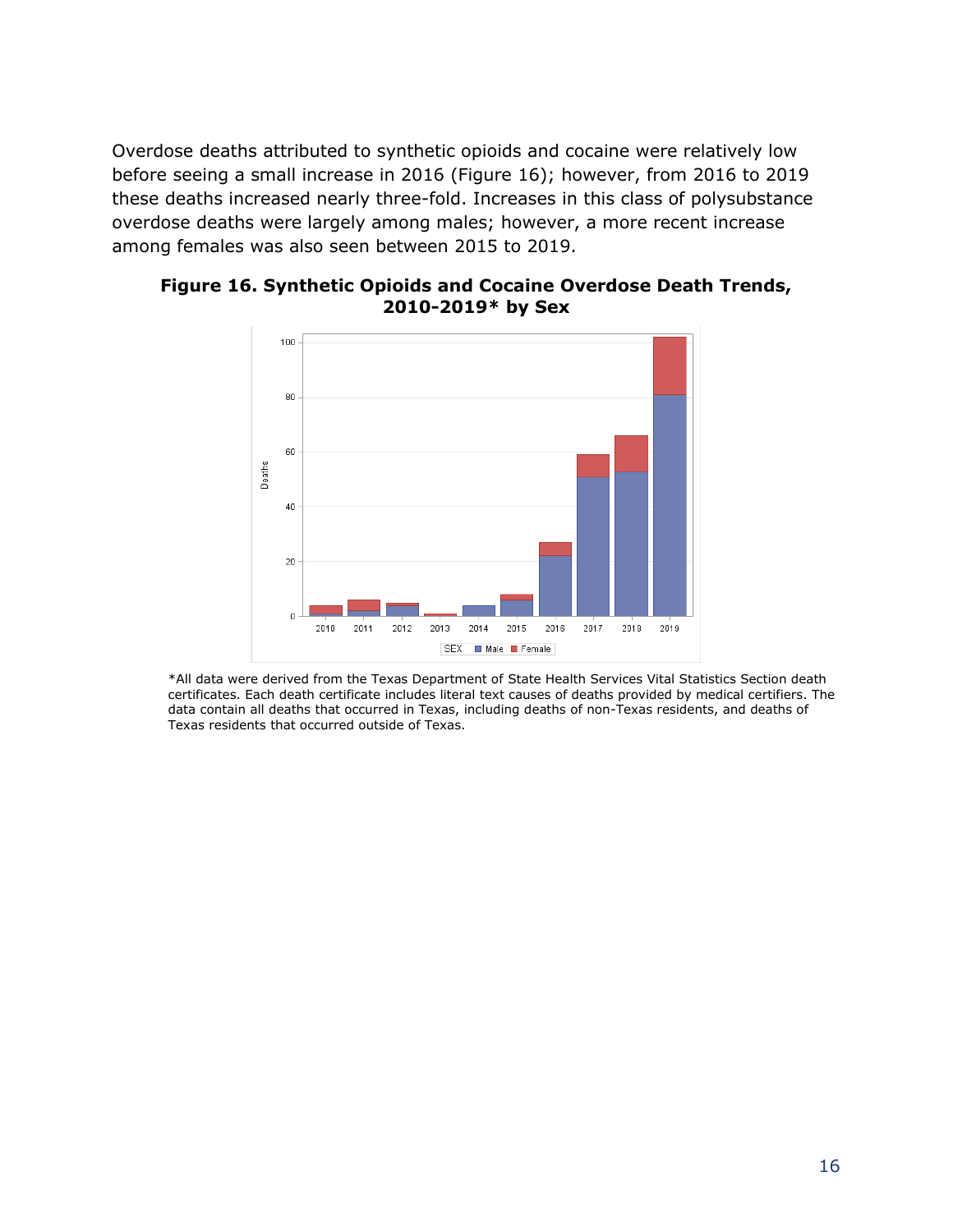Overdose deaths attributed to synthetic opioids and cocaine were relatively low before seeing a small increase in 2016 (Figure 16); however, from 2016 to 2019 these deaths increased nearly three-fold. Increases in this class of polysubstance overdose deaths were largely among males; however, a more recent increase among females was also seen between 2015 to 2019.

**Figure 16. Synthetic Opioids and Cocaine Overdose Death Trends, 2010-2019* by Sex**

*All data were derived from the Texas Department of State Health Services Vital Statistics Section death certificates. Each death certificate includes literal text causes of deaths provided by medical certifiers. The data contain all deaths that occurred in Texas, including deaths of non-Texas residents, and deaths of Texas residents that occurred outside of Texas.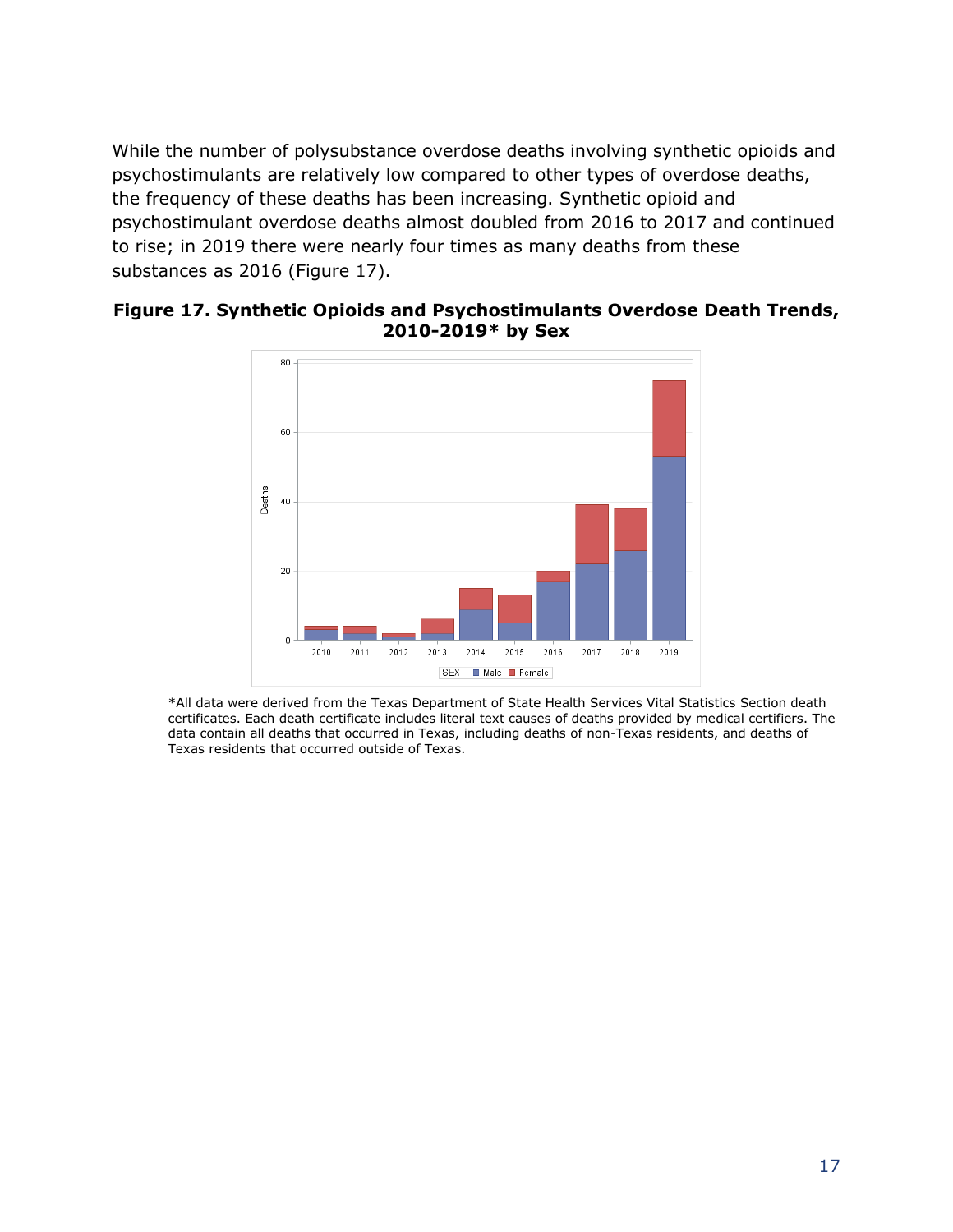While the number of polysubstance overdose deaths involving synthetic opioids and psychostimulants are relatively low compared to other types of overdose deaths, the frequency of these deaths has been increasing. Synthetic opioid and psychostimulant overdose deaths almost doubled from 2016 to 2017 and continued to rise; in 2019 there were nearly four times as many deaths from these substances as 2016 (Figure 17).

**Figure 17. Synthetic Opioids and Psychostimulants Overdose Death Trends, 2010-2019* by Sex**

*All data were derived from the Texas Department of State Health Services Vital Statistics Section death certificates. Each death certificate includes literal text causes of deaths provided by medical certifiers. The data contain all deaths that occurred in Texas, including deaths of non-Texas residents, and deaths of Texas residents that occurred outside of Texas.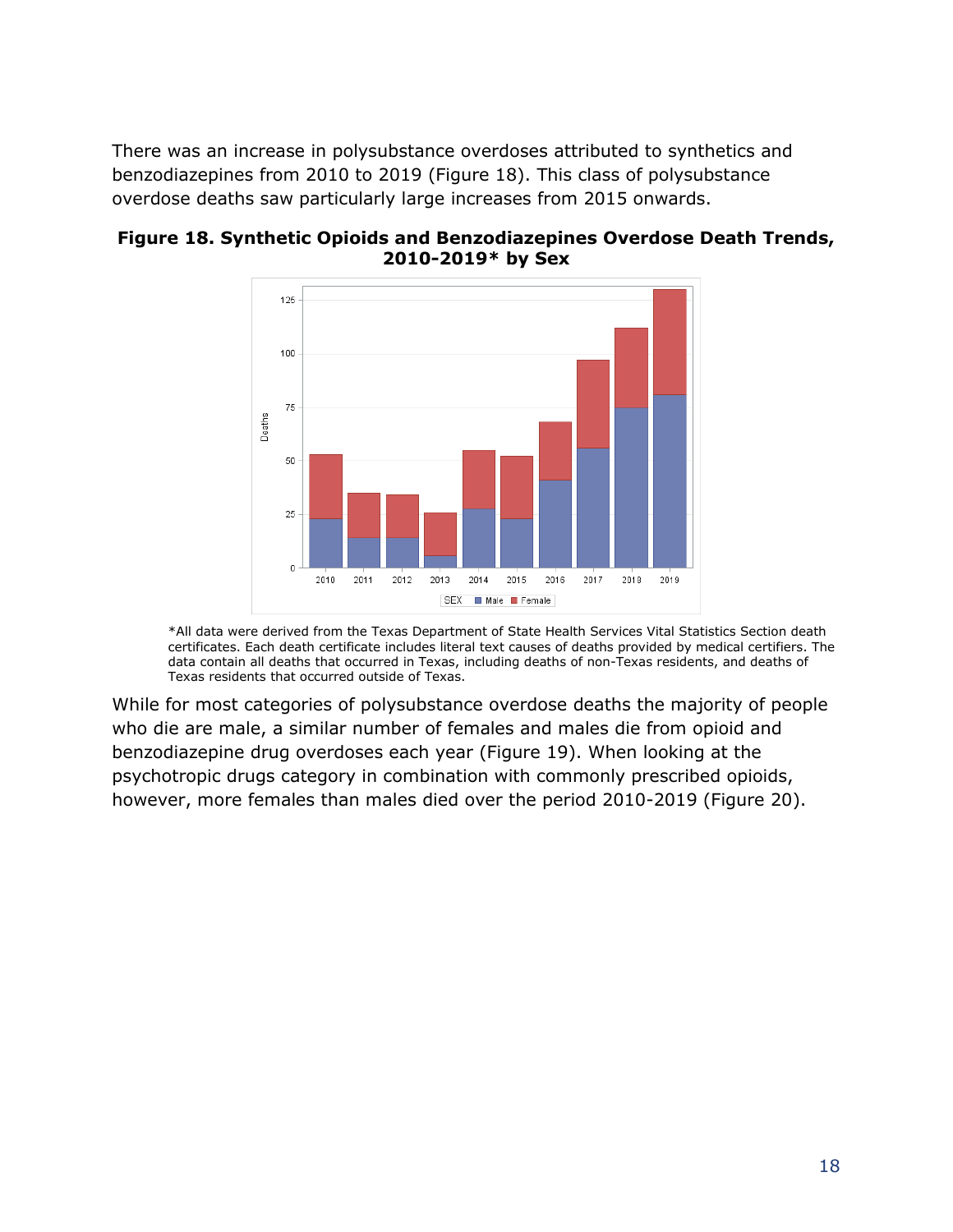There was an increase in polysubstance overdoses attributed to synthetics and benzodiazepines from 2010 to 2019 (Figure 18). This class of polysubstance overdose deaths saw particularly large increases from 2015 onwards.

**Figure 18. Synthetic Opioids and Benzodiazepines Overdose Death Trends, 2010-2019* by Sex**

*All data were derived from the Texas Department of State Health Services Vital Statistics Section death certificates. Each death certificate includes literal text causes of deaths provided by medical certifiers. The data contain all deaths that occurred in Texas, including deaths of non-Texas residents, and deaths of Texas residents that occurred outside of Texas.

While for most categories of polysubstance overdose deaths the majority of people who die are male, a similar number of females and males die from opioid and benzodiazepine drug overdoses each year (Figure 19). When looking at the psychotropic drugs category in combination with commonly prescribed opioids, however, more females than males died over the period 2010-2019 (Figure 20).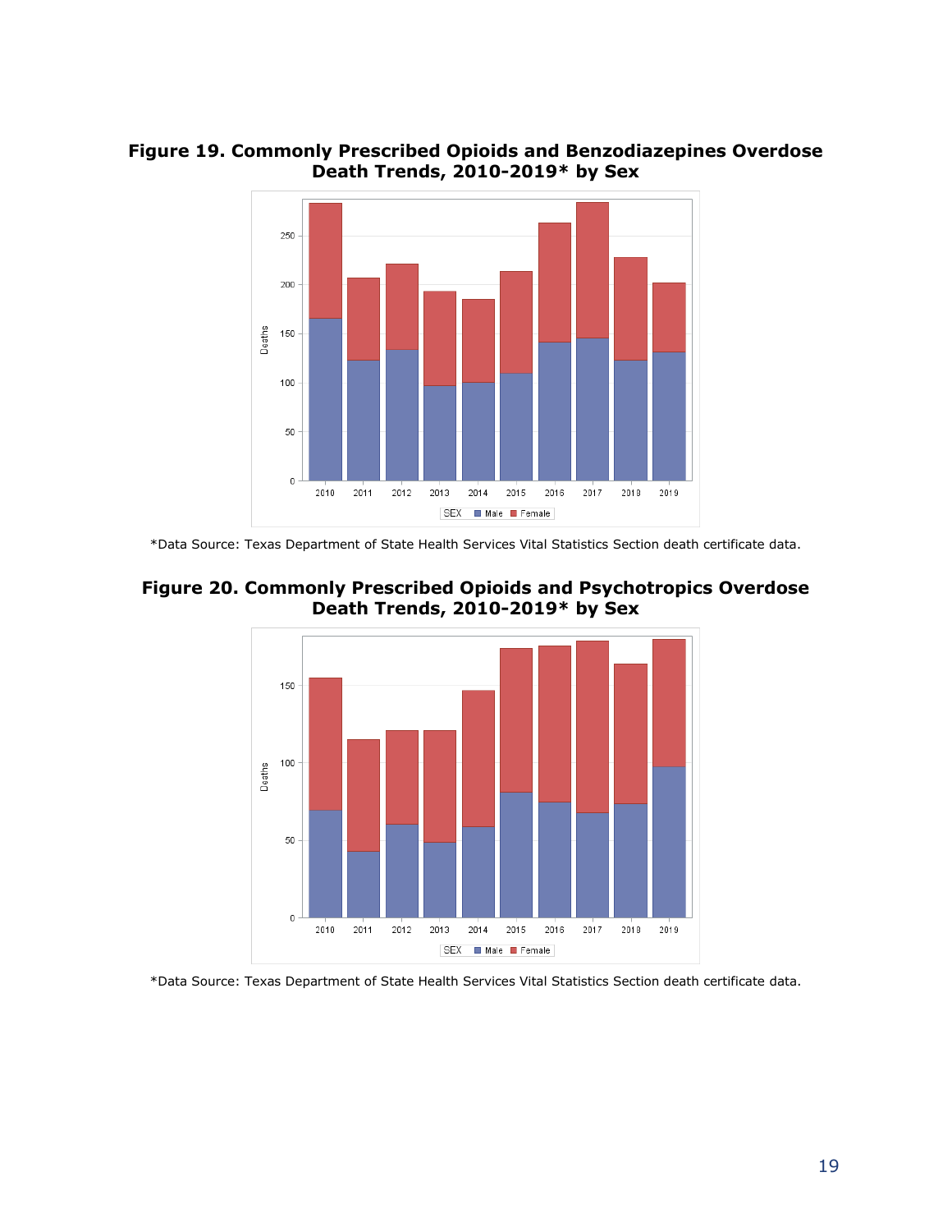**Figure 19. Commonly Prescribed Opioids and Benzodiazepines Overdose Death Trends, 2010-2019* by Sex**

*Data Source: Texas Department of State Health Services Vital Statistics Section death certificate data.

**Figure 20. Commonly Prescribed Opioids and Psychotropics Overdose Death Trends, 2010-2019* by Sex**

*Data Source: Texas Department of State Health Services Vital Statistics Section death certificate data.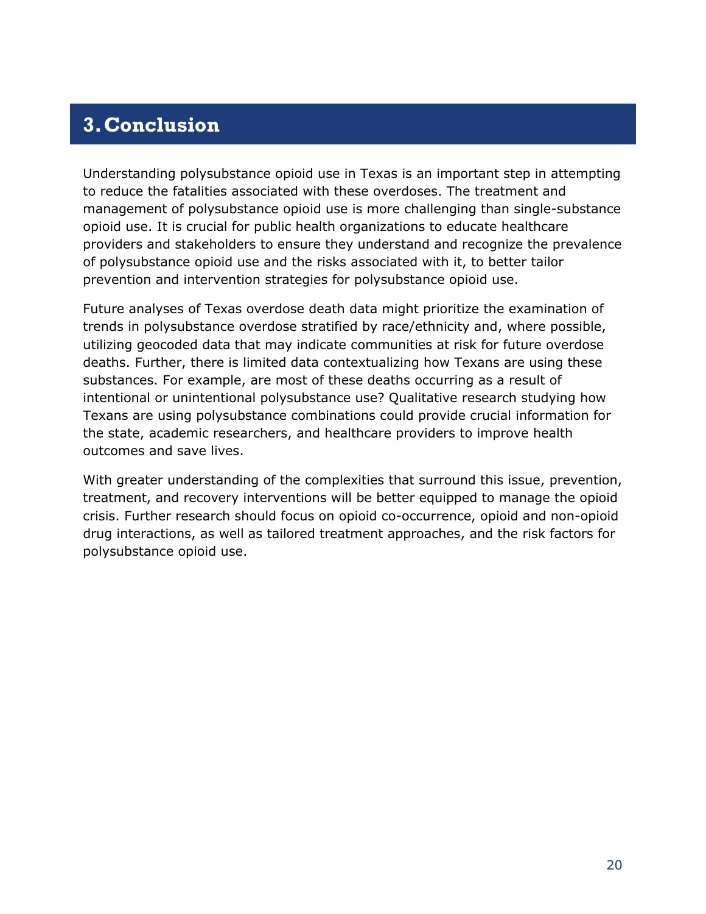# 3. Conclusion

Understanding polysubstance opioid use in Texas is an important step in attempting to reduce the fatalities associated with these overdoses. The treatment and management of polysubstance opioid use is more challenging than single-substance opioid use. It is crucial for public health organizations to educate healthcare providers and stakeholders to ensure they understand and recognize the prevalence of polysubstance opioid use and the risks associated with it, to better tailor prevention and intervention strategies for polysubstance opioid use.

Future analyses of Texas overdose death data might prioritize the examination of trends in polysubstance overdose stratified by race/ethnicity and, where possible, utilizing geocoded data that may indicate communities at risk for future overdose deaths. Further, there is limited data contextualizing how Texans are using these substances. For example, are most of these deaths occurring as a result of intentional or unintentional polysubstance use? Qualitative research studying how Texans are using polysubstance combinations could provide crucial information for the state, academic researchers, and healthcare providers to improve health outcomes and save lives.

With greater understanding of the complexities that surround this issue, prevention, treatment, and recovery interventions will be better equipped to manage the opioid crisis. Further research should focus on opioid co-occurrence, opioid and non-opioid drug interactions, as well as tailored treatment approaches, and the risk factors for polysubstance opioid use.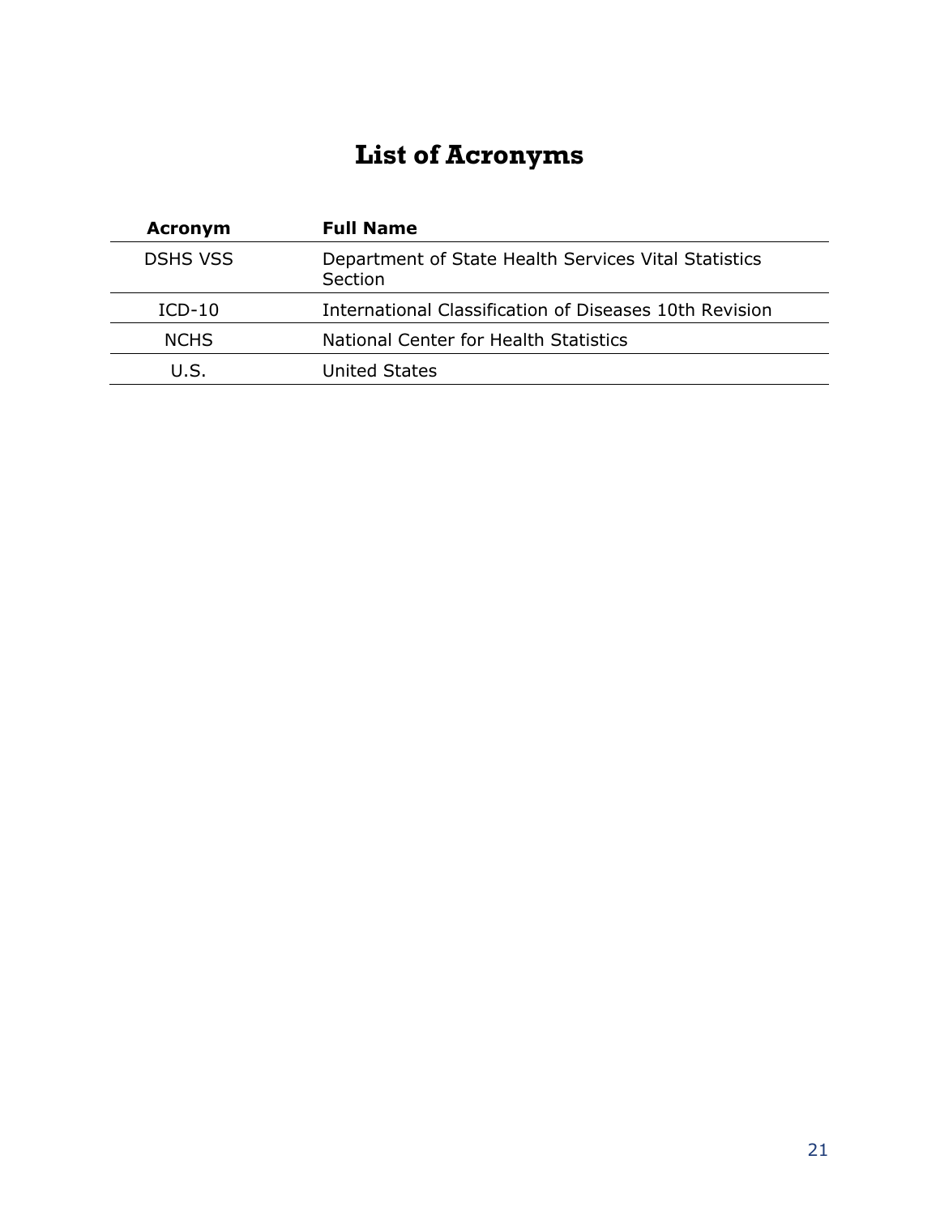# List of Acronyms

| Acronym | Full Name |
|---|---|
| DSHS VSS | Department of State Health Services Vital Statistics Section |
| ICD-10 | International Classification of Diseases 10th Revision |
| NCHS | National Center for Health Statistics |
| U.S. | United States |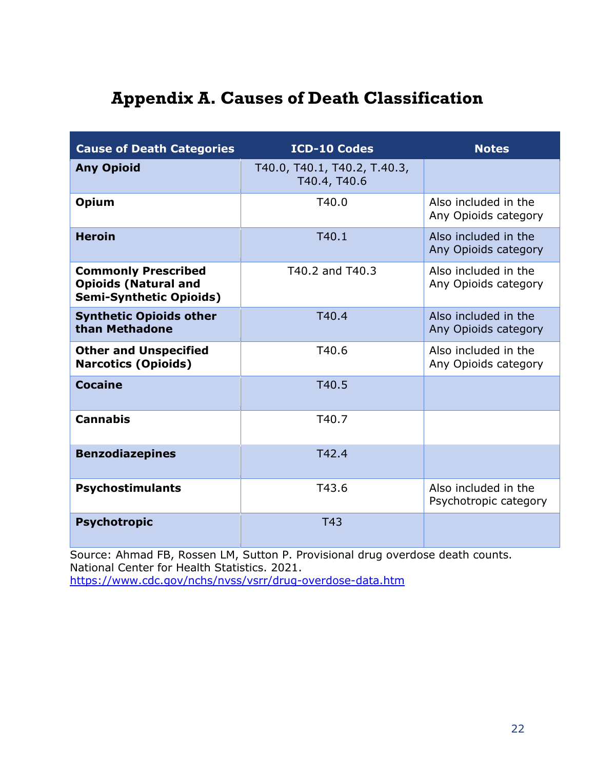# Appendix A. Causes of Death Classification

| Cause of Death Categories | ICD-10 Codes | Notes |
|---|---|---|
| **Any Opioid** | T40.0, T40.1, T40.2, T.40.3, T40.4, T40.6 | |
| **Opium** | T40.0 | Also included in the Any Opioids category |
| **Heroin** | T40.1 | Also included in the Any Opioids category |
| **Commonly Prescribed Opioids (Natural and Semi-Synthetic Opioids)** | T40.2 and T40.3 | Also included in the Any Opioids category |
| **Synthetic Opioids other than Methadone** | T40.4 | Also included in the Any Opioids category |
| **Other and Unspecified Narcotics (Opioids)** | T40.6 | Also included in the Any Opioids category |
| **Cocaine** | T40.5 | |
| **Cannabis** | T40.7 | |
| **Benzodiazepines** | T42.4 | |
| **Psychostimulants** | T43.6 | Also included in the Psychotropic category |
| **Psychotropic** | T43 | |

Source: Ahmad FB, Rossen LM, Sutton P. Provisional drug overdose death counts. National Center for Health Statistics. 2021. https://www.cdc.gov/nchs/nvss/vsrr/drug-overdose-data.htm